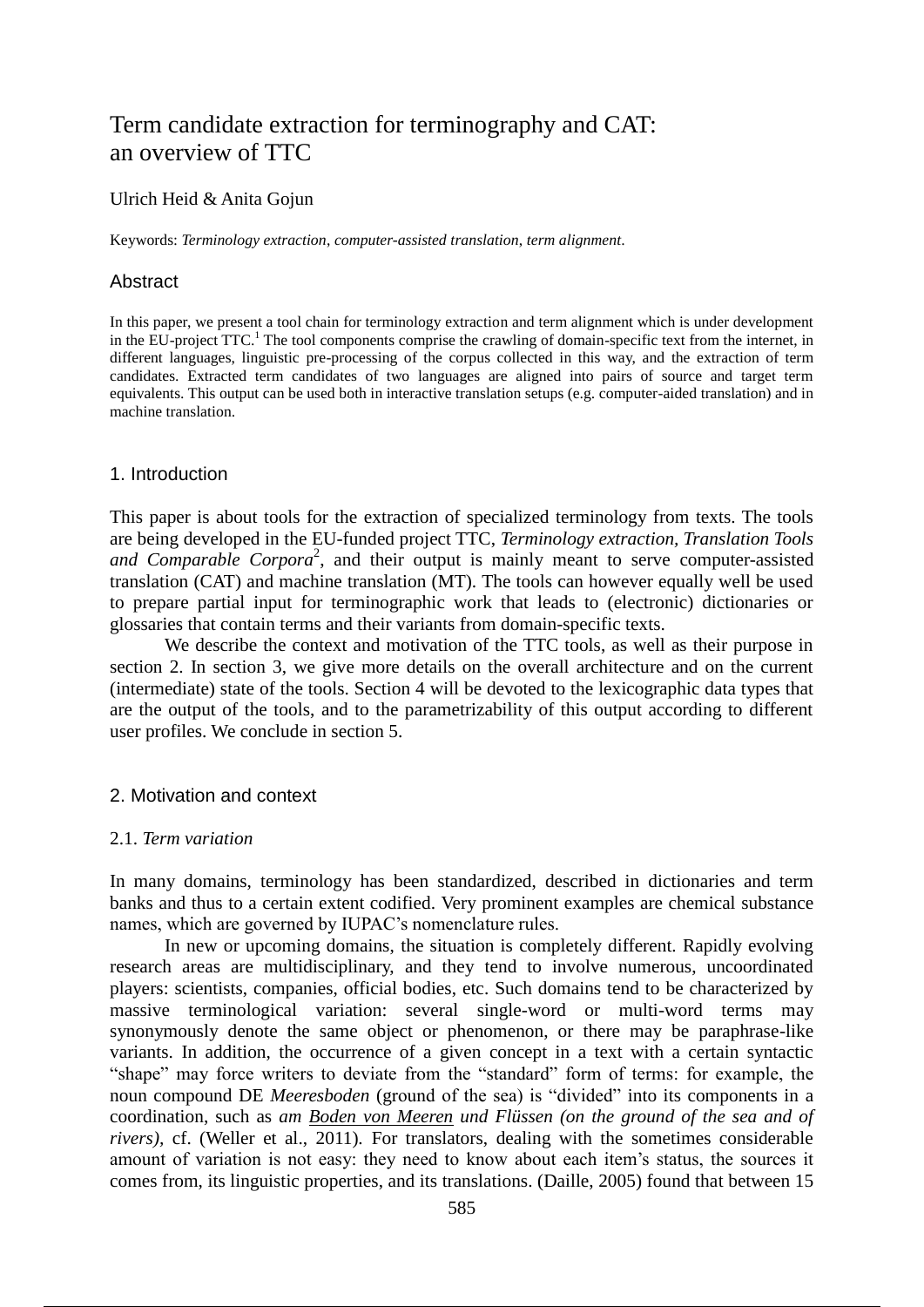# Term candidate extraction for terminography and CAT: an overview of TTC

Ulrich Heid & Anita Gojun

Keywords: *Terminology extraction*, *computer-assisted translation*, *term alignment*.

## Abstract

In this paper, we present a tool chain for terminology extraction and term alignment which is under development in the EU-project TTC.[1] The tool components comprise the crawling of domain-specific text from the internet, in different languages, linguistic pre-processing of the corpus collected in this way, and the extraction of term candidates. Extracted term candidates of two languages are aligned into pairs of source and target term equivalents. This output can be used both in interactive translation setups (e.g. computer-aided translation) and in machine translation.

## 1. Introduction

This paper is about tools for the extraction of specialized terminology from texts. The tools are being developed in the EU-funded project TTC, *Terminology extraction, Translation Tools and Comparable Corpora*[2], and their output is mainly meant to serve computer-assisted translation (CAT) and machine translation (MT). The tools can however equally well be used to prepare partial input for terminographic work that leads to (electronic) dictionaries or glossaries that contain terms and their variants from domain-specific texts.

We describe the context and motivation of the TTC tools, as well as their purpose in section 2. In section 3, we give more details on the overall architecture and on the current (intermediate) state of the tools. Section 4 will be devoted to the lexicographic data types that are the output of the tools, and to the parametrizability of this output according to different user profiles. We conclude in section 5.

## 2. Motivation and context

### 2.1. *Term variation*

In many domains, terminology has been standardized, described in dictionaries and term banks and thus to a certain extent codified. Very prominent examples are chemical substance names, which are governed by IUPAC's nomenclature rules.

In new or upcoming domains, the situation is completely different. Rapidly evolving research areas are multidisciplinary, and they tend to involve numerous, uncoordinated players: scientists, companies, official bodies, etc. Such domains tend to be characterized by massive terminological variation: several single-word or multi-word terms may synonymously denote the same object or phenomenon, or there may be paraphrase-like variants. In addition, the occurrence of a given concept in a text with a certain syntactic "shape" may force writers to deviate from the "standard" form of terms: for example, the noun compound DE *Meeresboden* (ground of the sea) is "divided" into its components in a coordination, such as *am <u>Boden von Meeren</u> und Flüssen (on the ground of the sea and of rivers)*, cf. (Weller et al., 2011). For translators, dealing with the sometimes considerable amount of variation is not easy: they need to know about each item's status, the sources it comes from, its linguistic properties, and its translations. (Daille, 2005) found that between 15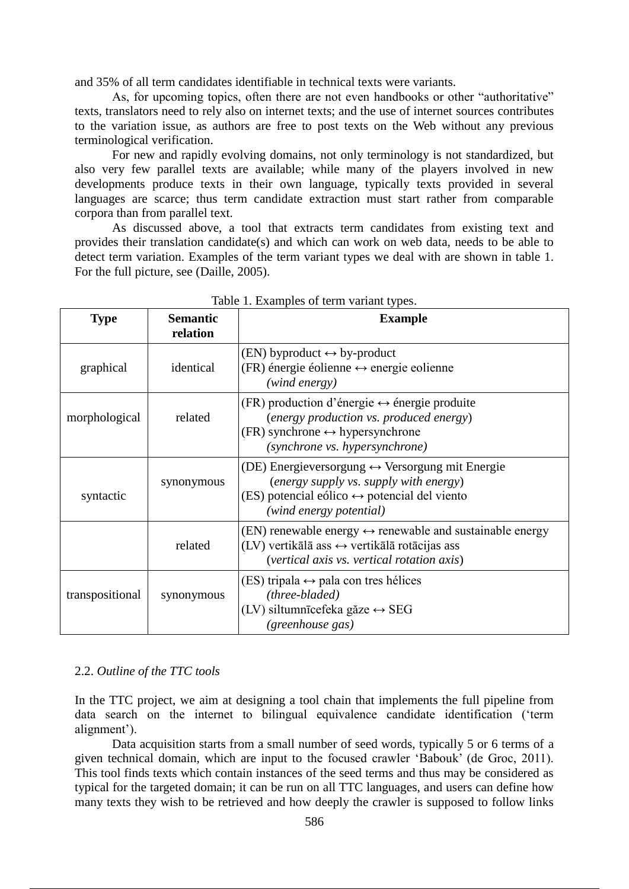and 35% of all term candidates identifiable in technical texts were variants.

As, for upcoming topics, often there are not even handbooks or other "authoritative" texts, translators need to rely also on internet texts; and the use of internet sources contributes to the variation issue, as authors are free to post texts on the Web without any previous terminological verification.

For new and rapidly evolving domains, not only terminology is not standardized, but also very few parallel texts are available; while many of the players involved in new developments produce texts in their own language, typically texts provided in several languages are scarce; thus term candidate extraction must start rather from comparable corpora than from parallel text.

As discussed above, a tool that extracts term candidates from existing text and provides their translation candidate(s) and which can work on web data, needs to be able to detect term variation. Examples of the term variant types we deal with are shown in table 1. For the full picture, see (Daille, 2005).

Table 1. Examples of term variant types.

| Type | Semantic relation | Example |
|---|---|---|
| graphical | identical | (EN) byproduct ↔ by-product<br>(FR) énergie éolienne ↔ energie eolienne<br>*(wind energy)* |
| morphological | related | (FR) production d'énergie ↔ énergie produite<br>(*energy production vs. produced energy*)<br>(FR) synchrone ↔ hypersynchrone<br>*(synchrone vs. hypersynchrone)* |
| syntactic | synonymous | (DE) Energieversorgung ↔ Versorgung mit Energie<br>(*energy supply vs. supply with energy*)<br>(ES) potencial eólico ↔ potencial del viento<br>*(wind energy potential)* |
| | related | (EN) renewable energy ↔ renewable and sustainable energy<br>(LV) vertikālā ass ↔ vertikālā rotācijas ass<br>(*vertical axis vs. vertical rotation axis*) |
| transpositional | synonymous | (ES) tripala ↔ pala con tres hélices<br>*(three-bladed)*<br>(LV) siltumnīcefeka gāze ↔ SEG<br>*(greenhouse gas)* |

### 2.2. *Outline of the TTC tools*

In the TTC project, we aim at designing a tool chain that implements the full pipeline from data search on the internet to bilingual equivalence candidate identification ('term alignment').

Data acquisition starts from a small number of seed words, typically 5 or 6 terms of a given technical domain, which are input to the focused crawler 'Babouk' (de Groc, 2011). This tool finds texts which contain instances of the seed terms and thus may be considered as typical for the targeted domain; it can be run on all TTC languages, and users can define how many texts they wish to be retrieved and how deeply the crawler is supposed to follow links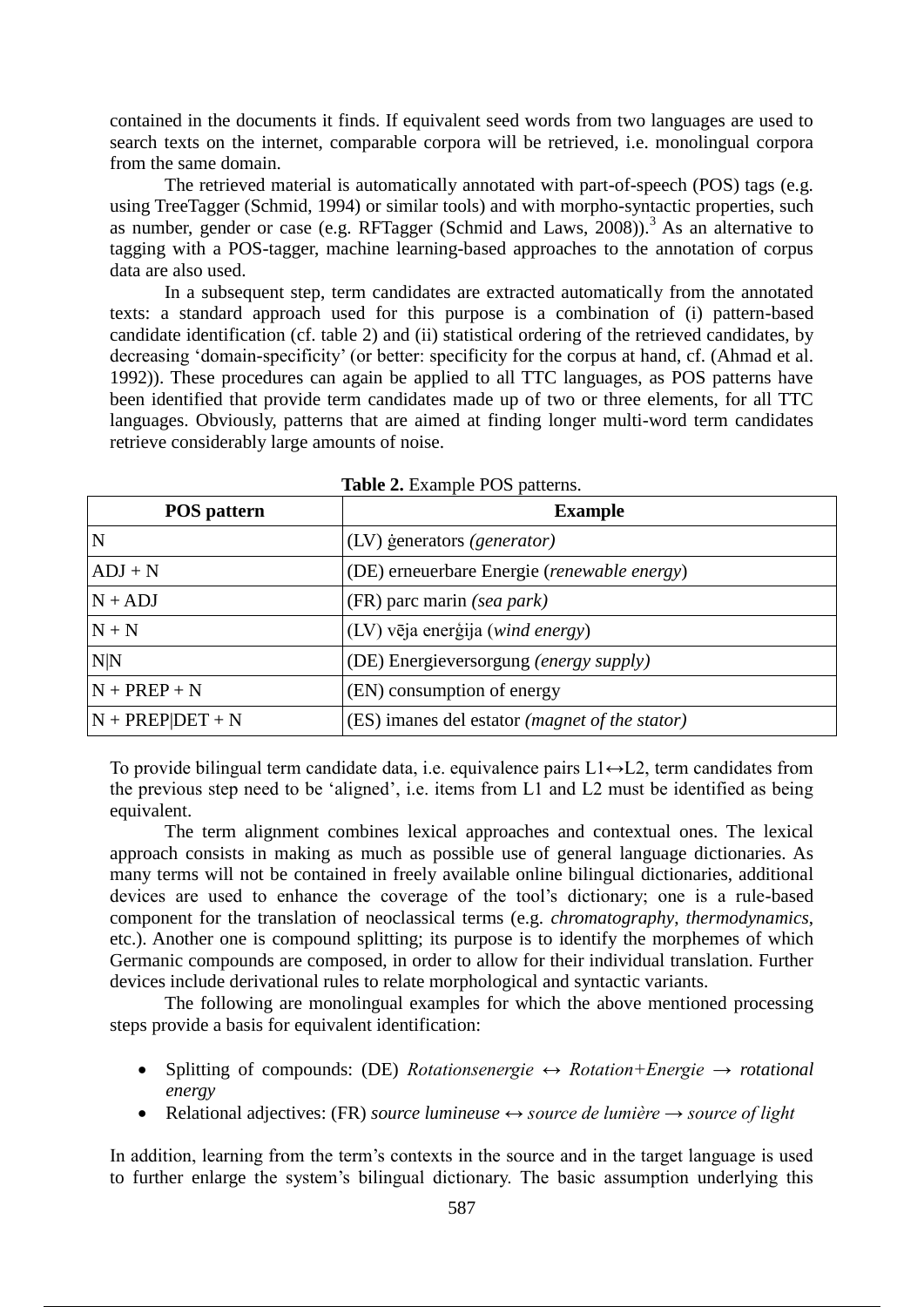contained in the documents it finds. If equivalent seed words from two languages are used to search texts on the internet, comparable corpora will be retrieved, i.e. monolingual corpora from the same domain.

The retrieved material is automatically annotated with part-of-speech (POS) tags (e.g. using TreeTagger (Schmid, 1994) or similar tools) and with morpho-syntactic properties, such as number, gender or case (e.g. RFTagger (Schmid and Laws, 2008)).[3] As an alternative to tagging with a POS-tagger, machine learning-based approaches to the annotation of corpus data are also used.

In a subsequent step, term candidates are extracted automatically from the annotated texts: a standard approach used for this purpose is a combination of (i) pattern-based candidate identification (cf. table 2) and (ii) statistical ordering of the retrieved candidates, by decreasing 'domain-specificity' (or better: specificity for the corpus at hand, cf. (Ahmad et al. 1992)). These procedures can again be applied to all TTC languages, as POS patterns have been identified that provide term candidates made up of two or three elements, for all TTC languages. Obviously, patterns that are aimed at finding longer multi-word term candidates retrieve considerably large amounts of noise.

**Table 2.** Example POS patterns.

| POS pattern | Example |
|---|---|
| N | (LV) ģenerators *(generator)* |
| ADJ + N | (DE) erneuerbare Energie (*renewable energy*) |
| N + ADJ | (FR) parc marin *(sea park)* |
| N + N | (LV) vēja enerģija (*wind energy*) |
| N\|N | (DE) Energieversorgung *(energy supply)* |
| N + PREP + N | (EN) consumption of energy |
| N + PREP\|DET + N | (ES) imanes del estator *(magnet of the stator)* |

To provide bilingual term candidate data, i.e. equivalence pairs L1↔L2, term candidates from the previous step need to be 'aligned', i.e. items from L1 and L2 must be identified as being equivalent.

The term alignment combines lexical approaches and contextual ones. The lexical approach consists in making as much as possible use of general language dictionaries. As many terms will not be contained in freely available online bilingual dictionaries, additional devices are used to enhance the coverage of the tool's dictionary; one is a rule-based component for the translation of neoclassical terms (e.g. *chromatography*, *thermodynamics*, etc.). Another one is compound splitting; its purpose is to identify the morphemes of which Germanic compounds are composed, in order to allow for their individual translation. Further devices include derivational rules to relate morphological and syntactic variants.

The following are monolingual examples for which the above mentioned processing steps provide a basis for equivalent identification:

- Splitting of compounds: (DE) *Rotationsenergie ↔ Rotation+Energie → rotational energy*
- Relational adjectives: (FR) *source lumineuse ↔ source de lumière → source of light*

In addition, learning from the term's contexts in the source and in the target language is used to further enlarge the system's bilingual dictionary. The basic assumption underlying this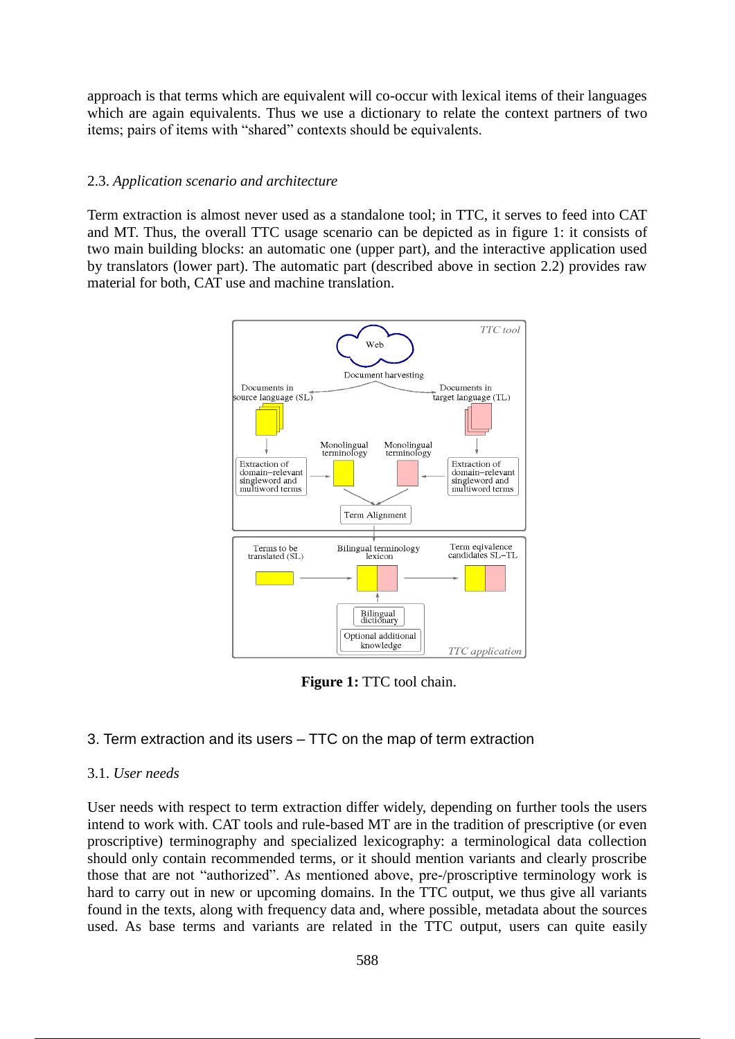approach is that terms which are equivalent will co-occur with lexical items of their languages which are again equivalents. Thus we use a dictionary to relate the context partners of two items; pairs of items with "shared" contexts should be equivalents.

### 2.3. *Application scenario and architecture*

Term extraction is almost never used as a standalone tool; in TTC, it serves to feed into CAT and MT. Thus, the overall TTC usage scenario can be depicted as in figure 1: it consists of two main building blocks: an automatic one (upper part), and the interactive application used by translators (lower part). The automatic part (described above in section 2.2) provides raw material for both, CAT use and machine translation.

TTC tool

Web

Document harvesting

Documents in source language (SL)

Documents in target language (TL)

Monolingual terminology

Monolingual terminology

Extraction of domain−relevant singleword and multiword terms

Extraction of domain−relevant singleword and multiword terms

Term Alignment

Terms to be translated (SL)

Bilingual terminology lexicon

Term eqivalence candidates SL−TL

Bilingual dictionary

Optional additional knowledge

TTC application

**Figure 1:** TTC tool chain.

## 3. Term extraction and its users – TTC on the map of term extraction

### 3.1. *User needs*

User needs with respect to term extraction differ widely, depending on further tools the users intend to work with. CAT tools and rule-based MT are in the tradition of prescriptive (or even proscriptive) terminography and specialized lexicography: a terminological data collection should only contain recommended terms, or it should mention variants and clearly proscribe those that are not "authorized". As mentioned above, pre-/proscriptive terminology work is hard to carry out in new or upcoming domains. In the TTC output, we thus give all variants found in the texts, along with frequency data and, where possible, metadata about the sources used. As base terms and variants are related in the TTC output, users can quite easily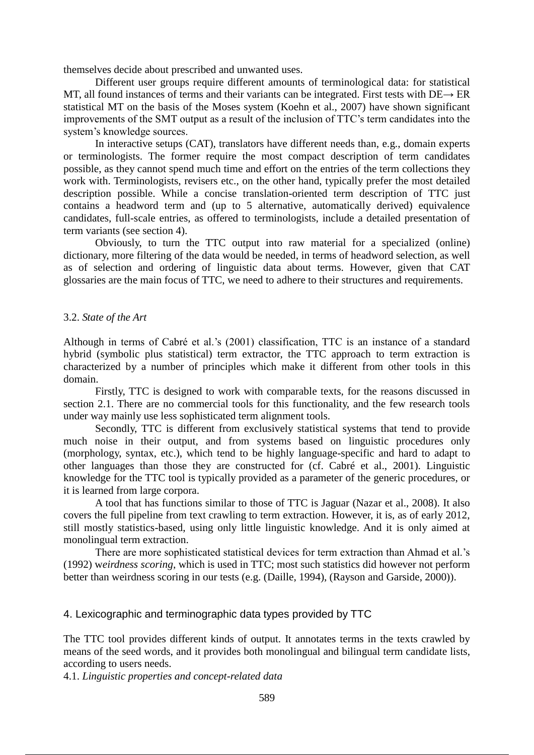themselves decide about prescribed and unwanted uses.

Different user groups require different amounts of terminological data: for statistical MT, all found instances of terms and their variants can be integrated. First tests with DE→ ER statistical MT on the basis of the Moses system (Koehn et al., 2007) have shown significant improvements of the SMT output as a result of the inclusion of TTC's term candidates into the system's knowledge sources.

In interactive setups (CAT), translators have different needs than, e.g., domain experts or terminologists. The former require the most compact description of term candidates possible, as they cannot spend much time and effort on the entries of the term collections they work with. Terminologists, revisers etc., on the other hand, typically prefer the most detailed description possible. While a concise translation-oriented term description of TTC just contains a headword term and (up to 5 alternative, automatically derived) equivalence candidates, full-scale entries, as offered to terminologists, include a detailed presentation of term variants (see section 4).

Obviously, to turn the TTC output into raw material for a specialized (online) dictionary, more filtering of the data would be needed, in terms of headword selection, as well as of selection and ordering of linguistic data about terms. However, given that CAT glossaries are the main focus of TTC, we need to adhere to their structures and requirements.

### 3.2. *State of the Art*

Although in terms of Cabré et al.'s (2001) classification, TTC is an instance of a standard hybrid (symbolic plus statistical) term extractor, the TTC approach to term extraction is characterized by a number of principles which make it different from other tools in this domain.

Firstly, TTC is designed to work with comparable texts, for the reasons discussed in section 2.1. There are no commercial tools for this functionality, and the few research tools under way mainly use less sophisticated term alignment tools.

Secondly, TTC is different from exclusively statistical systems that tend to provide much noise in their output, and from systems based on linguistic procedures only (morphology, syntax, etc.), which tend to be highly language-specific and hard to adapt to other languages than those they are constructed for (cf. Cabré et al., 2001). Linguistic knowledge for the TTC tool is typically provided as a parameter of the generic procedures, or it is learned from large corpora.

A tool that has functions similar to those of TTC is Jaguar (Nazar et al., 2008). It also covers the full pipeline from text crawling to term extraction. However, it is, as of early 2012, still mostly statistics-based, using only little linguistic knowledge. And it is only aimed at monolingual term extraction.

There are more sophisticated statistical devices for term extraction than Ahmad et al.'s (1992) w*eirdness scoring*, which is used in TTC; most such statistics did however not perform better than weirdness scoring in our tests (e.g. (Daille, 1994), (Rayson and Garside, 2000)).

## 4. Lexicographic and terminographic data types provided by TTC

The TTC tool provides different kinds of output. It annotates terms in the texts crawled by means of the seed words, and it provides both monolingual and bilingual term candidate lists, according to users needs.

### 4.1. *Linguistic properties and concept-related data*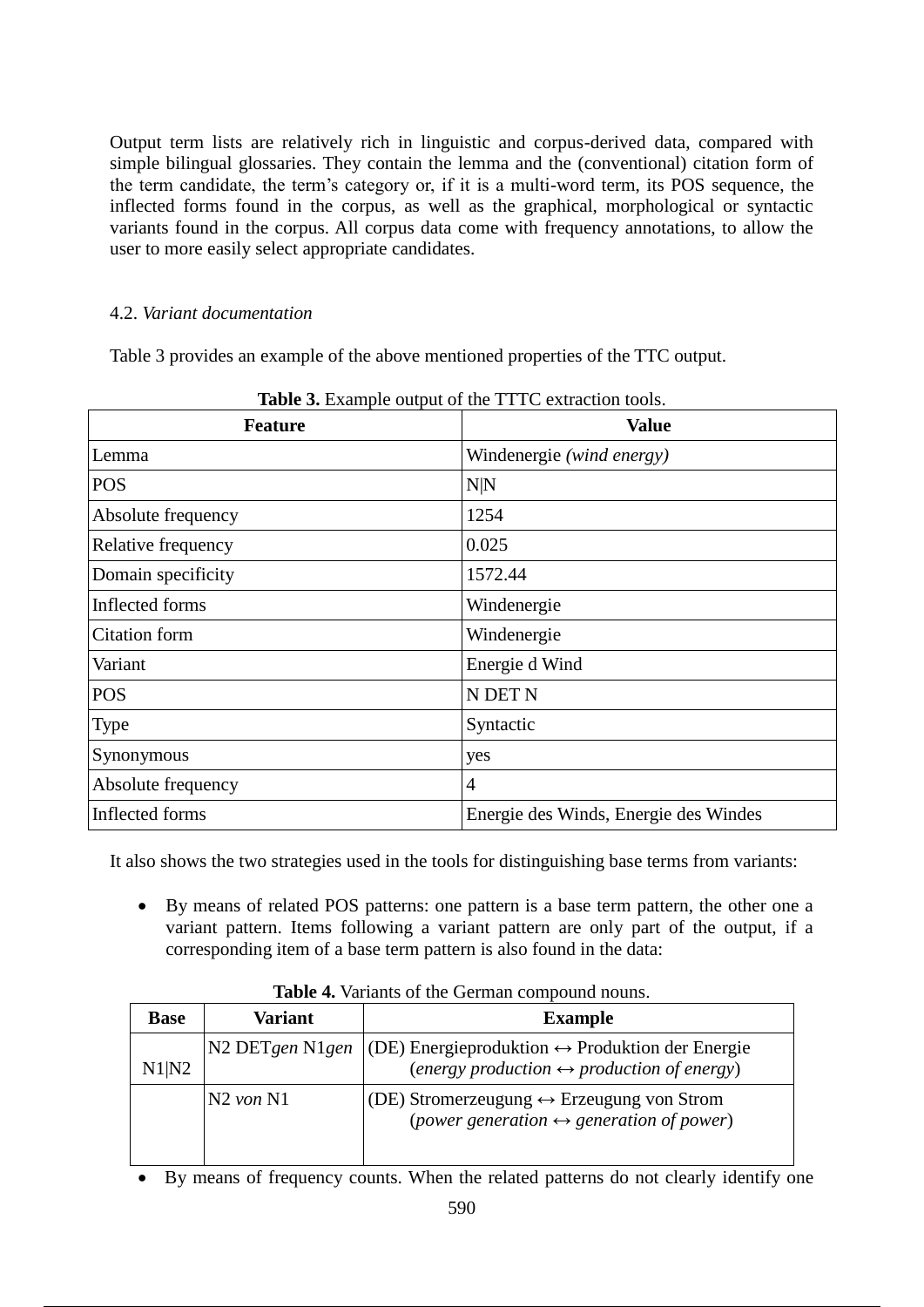Output term lists are relatively rich in linguistic and corpus-derived data, compared with simple bilingual glossaries. They contain the lemma and the (conventional) citation form of the term candidate, the term's category or, if it is a multi-word term, its POS sequence, the inflected forms found in the corpus, as well as the graphical, morphological or syntactic variants found in the corpus. All corpus data come with frequency annotations, to allow the user to more easily select appropriate candidates.

### 4.2. *Variant documentation*

Table 3 provides an example of the above mentioned properties of the TTC output.

**Table 3.** Example output of the TTTC extraction tools.

| Feature | Value |
|---|---|
| Lemma | Windenergie *(wind energy)* |
| POS | N\|N |
| Absolute frequency | 1254 |
| Relative frequency | 0.025 |
| Domain specificity | 1572.44 |
| Inflected forms | Windenergie |
| Citation form | Windenergie |
| Variant | Energie d Wind |
| POS | N DET N |
| Type | Syntactic |
| Synonymous | yes |
| Absolute frequency | 4 |
| Inflected forms | Energie des Winds, Energie des Windes |

It also shows the two strategies used in the tools for distinguishing base terms from variants:

- By means of related POS patterns: one pattern is a base term pattern, the other one a variant pattern. Items following a variant pattern are only part of the output, if a corresponding item of a base term pattern is also found in the data:

**Table 4.** Variants of the German compound nouns.

| Base | Variant | Example |
|---|---|---|
| N1\|N2 | N2 DET*gen* N1*gen* | (DE) Energieproduktion ↔ Produktion der Energie (*energy production ↔ production of energy*) |
| | N2 *von* N1 | (DE) Stromerzeugung ↔ Erzeugung von Strom (*power generation ↔ generation of power*) |

- By means of frequency counts. When the related patterns do not clearly identify one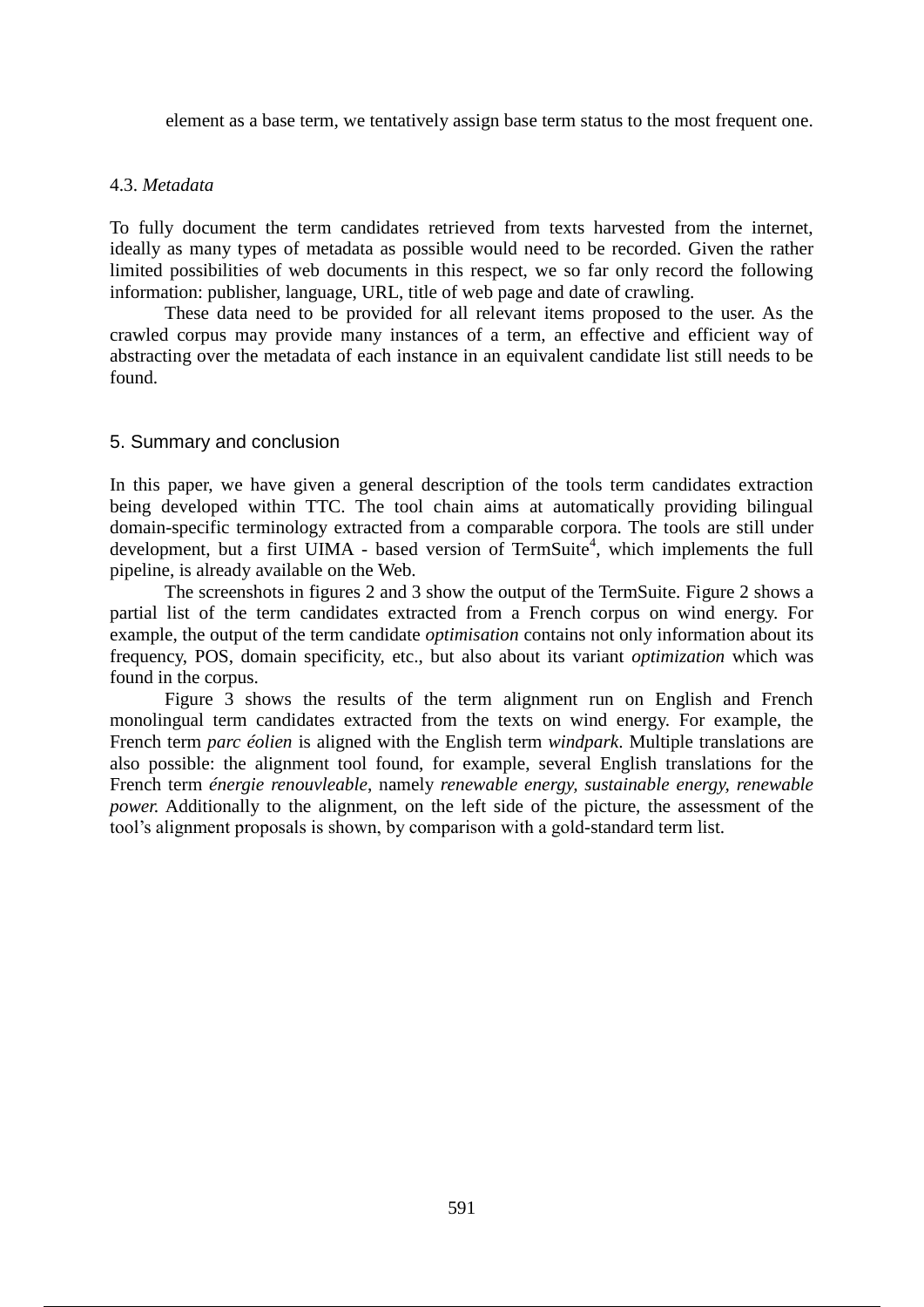element as a base term, we tentatively assign base term status to the most frequent one.

### 4.3. *Metadata*

To fully document the term candidates retrieved from texts harvested from the internet, ideally as many types of metadata as possible would need to be recorded. Given the rather limited possibilities of web documents in this respect, we so far only record the following information: publisher, language, URL, title of web page and date of crawling.

These data need to be provided for all relevant items proposed to the user. As the crawled corpus may provide many instances of a term, an effective and efficient way of abstracting over the metadata of each instance in an equivalent candidate list still needs to be found.

## 5. Summary and conclusion

In this paper, we have given a general description of the tools term candidates extraction being developed within TTC. The tool chain aims at automatically providing bilingual domain-specific terminology extracted from a comparable corpora. The tools are still under development, but a first UIMA - based version of TermSuite[4], which implements the full pipeline, is already available on the Web.

The screenshots in figures 2 and 3 show the output of the TermSuite. Figure 2 shows a partial list of the term candidates extracted from a French corpus on wind energy. For example, the output of the term candidate *optimisation* contains not only information about its frequency, POS, domain specificity, etc., but also about its variant *optimization* which was found in the corpus.

Figure 3 shows the results of the term alignment run on English and French monolingual term candidates extracted from the texts on wind energy. For example, the French term *parc éolien* is aligned with the English term *windpark*. Multiple translations are also possible: the alignment tool found, for example, several English translations for the French term *énergie renouvleable*, namely *renewable energy, sustainable energy, renewable power.* Additionally to the alignment, on the left side of the picture, the assessment of the tool's alignment proposals is shown, by comparison with a gold-standard term list.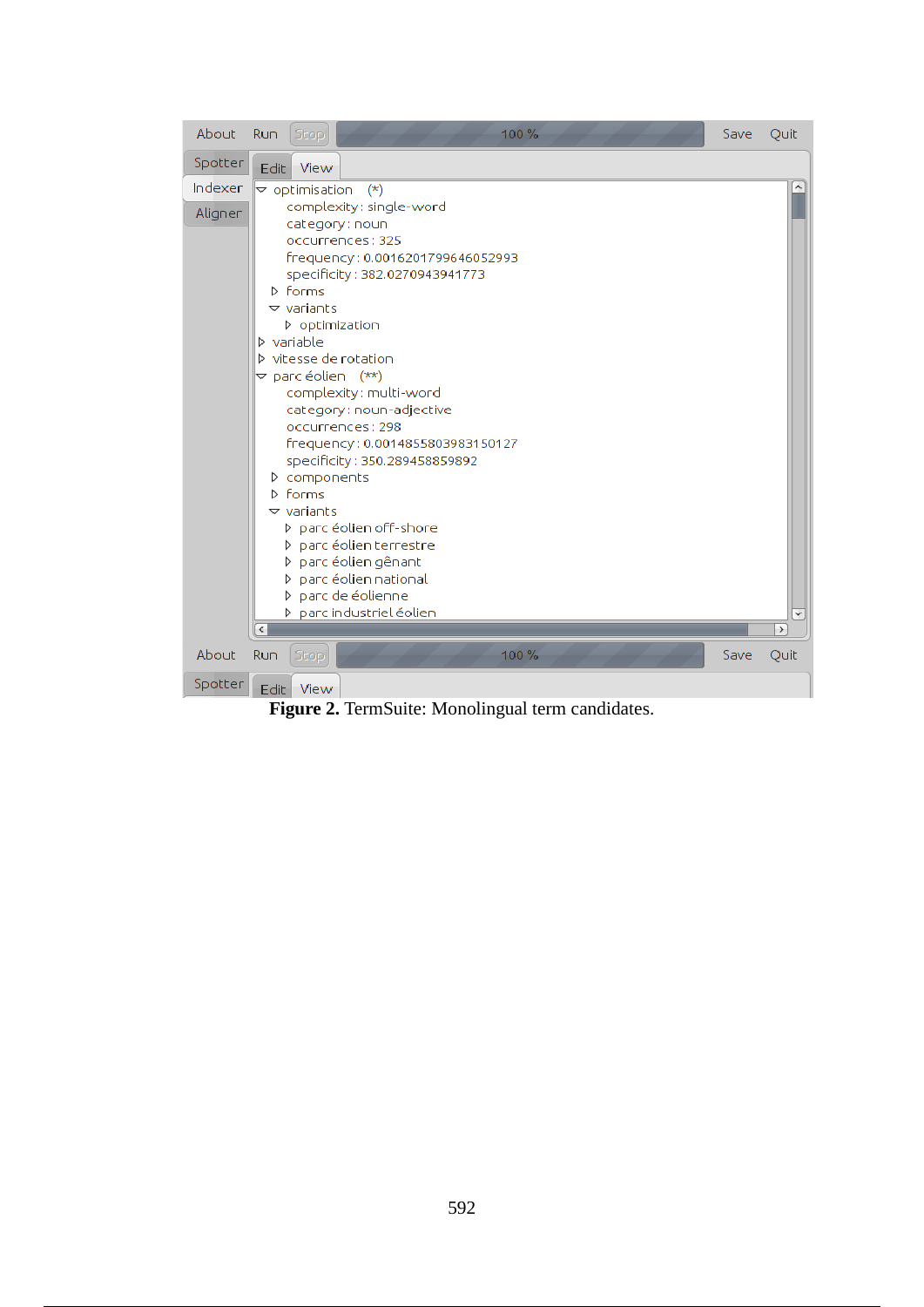About Run Stop 100 % Save Quit

Spotter
Indexer
Aligner

Edit View

optimisation (*)
complexity : single-word
category : noun
occurrences : 325
frequency : 0.0016201799646052993
specificity : 382.0270943941773
forms
variants
optimization
variable
vitesse de rotation
parc éolien (**)
complexity : multi-word
category : noun-adjective
occurrences : 298
frequency : 0.0014855803983150127
specificity : 350.289458859892
components
forms
variants
parc éolien off-shore
parc éolien terrestre
parc éolien gênant
parc éolien national
parc de éolienne
parc industriel éolien

About Run Stop 100 % Save Quit

Spotter

Edit View

**Figure 2.** TermSuite: Monolingual term candidates.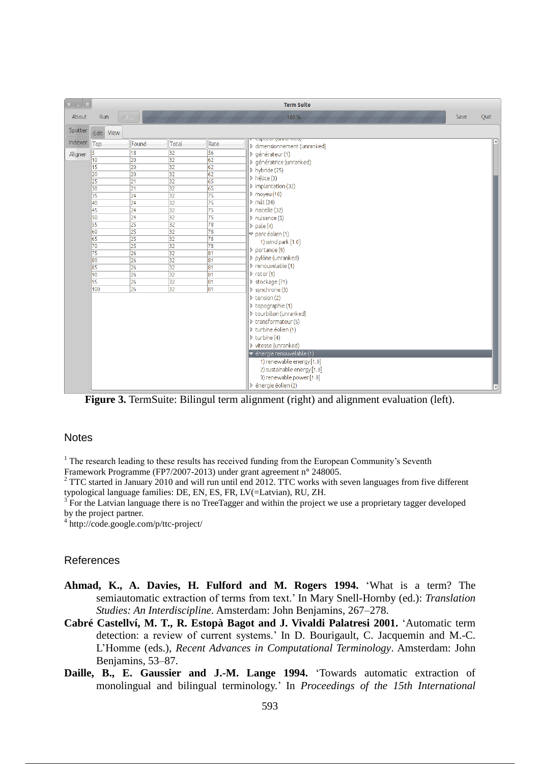| Top | Found | Total | Rate |
|---|---|---|---|
| 5 | 18 | 32 | 56 |
| 10 | 20 | 32 | 62 |
| 15 | 20 | 32 | 62 |
| 20 | 20 | 32 | 62 |
| 25 | 21 | 32 | 65 |
| 30 | 21 | 32 | 65 |
| 35 | 24 | 32 | 75 |
| 40 | 24 | 32 | 75 |
| 45 | 24 | 32 | 75 |
| 50 | 24 | 32 | 75 |
| 55 | 25 | 32 | 78 |
| 60 | 25 | 32 | 78 |
| 65 | 25 | 32 | 78 |
| 70 | 25 | 32 | 78 |
| 75 | 26 | 32 | 81 |
| 80 | 26 | 32 | 81 |
| 85 | 26 | 32 | 81 |
| 90 | 26 | 32 | 81 |
| 95 | 26 | 32 | 81 |
| 100 | 26 | 32 | 81 |

**Figure 3.** TermSuite: Bilingual term alignment (right) and alignment evaluation (left).

## Notes

[1] The research leading to these results has received funding from the European Community's Seventh Framework Programme (FP7/2007-2013) under grant agreement n° 248005.
[2] TTC started in January 2010 and will run until end 2012. TTC works with seven languages from five different typological language families: DE, EN, ES, FR, LV(=Latvian), RU, ZH.
[3] For the Latvian language there is no TreeTagger and within the project we use a proprietary tagger developed by the project partner.
[4] http://code.google.com/p/ttc-project/

## References

**Ahmad, K., A. Davies, H. Fulford and M. Rogers 1994.** 'What is a term? The semiautomatic extraction of terms from text.' In Mary Snell-Hornby (ed.): *Translation Studies: An Interdiscipline*. Amsterdam: John Benjamins, 267–278.

**Cabré Castellví, M. T., R. Estopà Bagot and J. Vivaldi Palatresi 2001.** 'Automatic term detection: a review of current systems.' In D. Bourigault, C. Jacquemin and M.-C. L'Homme (eds.), *Recent Advances in Computational Terminology*. Amsterdam: John Benjamins, 53–87.

**Daille, B., E. Gaussier and J.-M. Lange 1994.** 'Towards automatic extraction of monolingual and bilingual terminology.' In *Proceedings of the 15th International*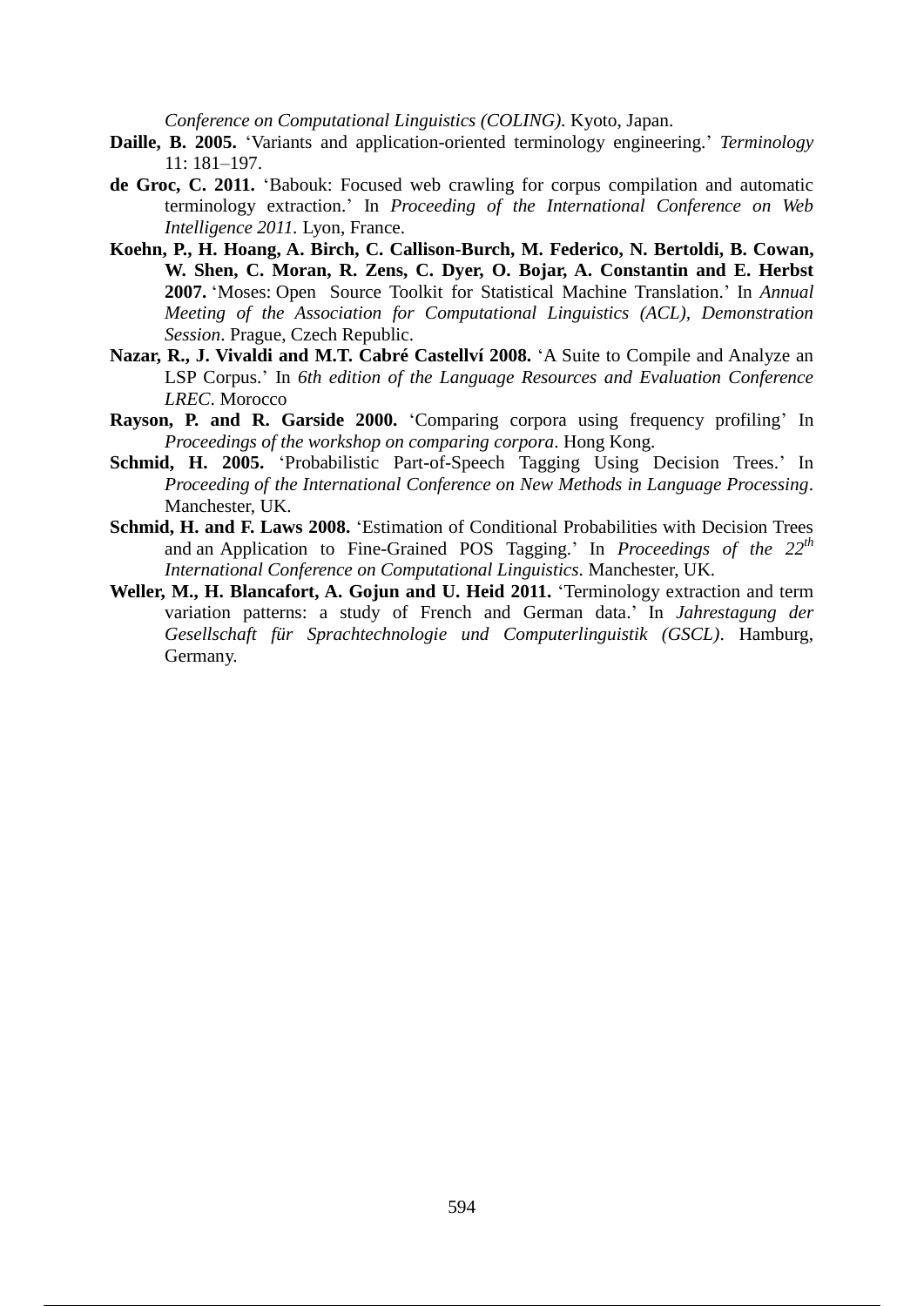*Conference on Computational Linguistics (COLING)*. Kyoto, Japan.

**Daille, B. 2005.** 'Variants and application-oriented terminology engineering.' *Terminology* 11: 181–197.

**de Groc, C. 2011.** 'Babouk: Focused web crawling for corpus compilation and automatic terminology extraction.' In *Proceeding of the International Conference on Web Intelligence 2011.* Lyon, France.

**Koehn, P., H. Hoang, A. Birch, C. Callison-Burch, M. Federico, N. Bertoldi, B. Cowan, W. Shen, C. Moran, R. Zens, C. Dyer, O. Bojar, A. Constantin and E. Herbst 2007.** 'Moses: Open Source Toolkit for Statistical Machine Translation.' In *Annual Meeting of the Association for Computational Linguistics (ACL), Demonstration Session*. Prague, Czech Republic.

**Nazar, R., J. Vivaldi and M.T. Cabré Castellví 2008.** 'A Suite to Compile and Analyze an LSP Corpus.' In *6th edition of the Language Resources and Evaluation Conference LREC*. Morocco

**Rayson, P. and R. Garside 2000.** 'Comparing corpora using frequency profiling' In *Proceedings of the workshop on comparing corpora*. Hong Kong.

**Schmid, H. 2005.** 'Probabilistic Part-of-Speech Tagging Using Decision Trees.' In *Proceeding of the International Conference on New Methods in Language Processing*. Manchester, UK.

**Schmid, H. and F. Laws 2008.** 'Estimation of Conditional Probabilities with Decision Trees and an Application to Fine-Grained POS Tagging.' In *Proceedings of the 22th International Conference on Computational Linguistics*. Manchester, UK.

**Weller, M., H. Blancafort, A. Gojun and U. Heid 2011.** 'Terminology extraction and term variation patterns: a study of French and German data.' In *Jahrestagung der Gesellschaft für Sprachtechnologie und Computerlinguistik (GSCL)*. Hamburg, Germany.